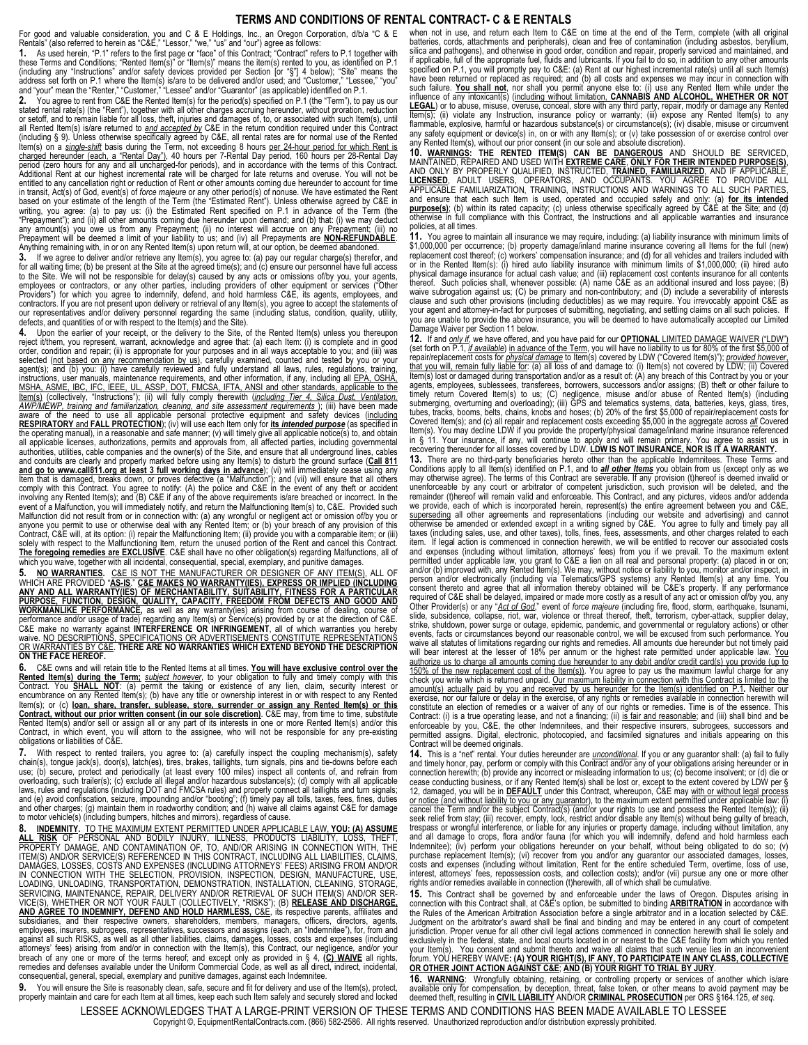# TERMS AND CONDITIONS OF RENTAL CONTRACT- C & E RENTALS

For good and valuable consideration, you and C & E Holdings, Inc., an Oregon Corporation, d/b/a "C & E Rentals" (also referred to herein as "C&E," "Lessor," "we," "us" and "our") agree as follows:

**1.** As used herein, "P.1" refers to the first page or "face" of this Contract; "Contract" refers to P.1 together with these Terms and Conditions; "Rented Item(s)" or "Item(s)" means the item(s) rented to you, as identified on P.1 (including any "Instructions" and/or safety devices provided per Section [or "§"] 4 below); "Site" means the address set forth on P.1 where the Item(s) is/are to be delivered and/or used; and "Customer," "Lessee," "you" and "your" mean the "Renter," "Customer," "Lessee" and/or "Guarantor" (as applicable) identified on P.1.

**2.** You agree to rent from C&E the Rented Item(s) for the period(s) specified on P.1 (the "Term"), to pay us our stated rental rate(s) (the "Rent"), together with all other charges accruing hereunder, without proration, reduction or setoff, and to remain liable for all loss, theft, injuries and damages of, to, or associated with such Item(s), until all Rented Item(s) is/are returned to *and accepted by* C&E in the return condition required under this Contract (including § 9). Unless otherwise specifically agreed by C&E, all rental rates are for normal use of the Rented Item(s) on a *single-shift* basis during the Term, not exceeding 8 hours per 24-hour period for which Rent is charged hereunder (each, a "Rental Day"), 40 hours per 7-Rental Day period, 160 hours per 28-Rental Day period (zero hours for any and all uncharged-for periods), and in accordance with the terms of this Contract. Additional Rent at our highest incremental rate will be charged for late returns and overuse. You will not be entitled to any cancellation right or reduction of Rent or other amounts coming due hereunder to account for time in transit, Act(s) of God, event(s) of *force majeure* or any other period(s) of nonuse. We have estimated the Rent based on your estimate of the length of the Term (the "Estimated Rent"). Unless otherwise agreed by C&E in writing, you agree: (a) to pay us: (i) the Estimated Rent specified on P.1 in advance of the Term (the "Prepayment"); and (ii) all other amounts coming due hereunder upon demand; and (b) that: (i) we may deduct any amount(s) you owe us from any Prepayment; (ii) no interest will accrue on any Prepayment; (iii) no Prepayment will be deemed a limit of your liability to us; and (iv) all Prepayments are **NON-REFUNDABLE**. Anything remaining with, in or on any Rented Item(s) upon return will, at our option, be deemed abandoned.

**3.** If we agree to deliver and/or retrieve any Item(s), you agree to: (a) pay our regular charge(s) therefor, and for all waiting time; (b) be present at the Site at the agreed time(s); and (c) ensure our personnel have full access to the Site. We will not be responsible for delay(s) caused by any acts or omissions of/by you, your agents, employees or contractors, or any other parties, including providers of other equipment or services ("Other Providers") for which you agree to indemnify, defend, and hold harmless C&E, its agents, employees, and contractors. If you are not present upon delivery or retrieval of any Item(s), you agree to accept the statements of our representatives and/or delivery personnel regarding the same (including status, condition, quality, utility, defects, and quantities of or with respect to the Item(s) and the Site).

**4.** Upon the earlier of your receipt, or the delivery to the Site, of the Rented Item(s) unless you thereupon reject it/them, you represent, warrant, acknowledge and agree that: (a) each Item: (i) is complete and in good order, condition and repair; (ii) is appropriate for your purposes and in all ways acceptable to you; and (iii) was selected (not based on any recommendation by us), carefully examined, counted and tested by you or your agent(s); and (b) you: (i) have carefully reviewed and fully understand all laws, rules, regulations, training, instructions, user manuals, maintenance requirements, and other information, if any, including all EPA, OSHA, MSHA, ASME, IBC, IFC, IEEE, UL, ASSP, DOT, FMCSA, IFTA, ANSI and other standards, applicable to the Item(s) (collectively, "Instructions"); (ii) will fully comply therewith (*including Tier 4, Silica Dust, Ventilation, AWP/MEWP, training and familiarization, cleaning, and site assessment requirements*); (iii) have been made aware of the need to use all applicable personal protective equipment and safety devices (including **RESPIRATORY** and **FALL PROTECTION**); (iv) will use each Item only for **its intended purpose** (as specified in the operating manual), in a reasonable and safe manner; (v) will timely give all applicable notice(s) to, and obtain all applicable licenses, authorizations, permits and approvals from, all affected parties, including governmental authorities, utilities, cable companies and the owner(s) of the Site, and ensure that all underground lines, cables and conduits are clearly and properly marked before using any Item(s) to disturb the ground surface (**Call 811 and go to www.call811.org at least 3 full working days in advance**); (vi) will immediately cease using any Item that is damaged, breaks down, or proves defective (a "Malfunction"); and (vii) will ensure that all others comply with this Contract. You agree to notify: (A) the police and C&E in the event of any theft or accident involving any Rented Item(s); and (B) C&E if any of the above requirements is/are breached or incorrect. In the event of a Malfunction, you will immediately notify, and return the Malfunctioning Item(s) to, C&E. Provided such Malfunction did not result from or in connection with: (a) any wrongful or negligent act or omission of/by you or anyone you permit to use or otherwise deal with any Rented Item; or (b) your breach of any provision of this Contract, C&E will, at its option: (i) repair the Malfunctioning Item; (ii) provide you with a comparable item; or (iii) solely with respect to the Malfunctioning Item, return the unused portion of the Rent and cancel this Contract. **The foregoing remedies are EXCLUSIVE**. C&E shall have no other obligation(s) regarding Malfunctions, all of which you waive, together with all incidental, consequential, special, exemplary, and punitive damages.

**5.** **NO WARRANTIES.** C&E IS NOT THE MANUFACTURER OR DESIGNER OF ANY ITEM(S), ALL OF WHICH ARE PROVIDED "**AS-IS**." **C&E MAKES NO WARRANTY(IES), EXPRESS OR IMPLIED (INCLUDING ANY AND ALL WARRANTY(IES) OF MERCHANTABILITY, SUITABILITY, FITNESS FOR A PARTICULAR PURPOSE, FUNCTION, DESIGN, QUALITY, CAPACITY, FREEDOM FROM DEFECTS AND GOOD AND WORKMANLIKE PERFORMANCE,** as well as any warranty(ies) arising from course of dealing, course of performance and/or usage of trade) regarding any Item(s) or Service(s) provided by or at the direction of C&E. C&E make no warranty against **INTERFERENCE OR INFRINGEMENT**, all of which warranties you hereby waive. NO DESCRIPTIONS, SPECIFICATIONS OR ADVERTISEMENTS CONSTITUTE REPRESENTATIONS OR WARRANTIES BY C&E. **THERE ARE NO WARRANTIES WHICH EXTEND BEYOND THE DESCRIPTION ON THE FACE HEREOF.**

**6.** C&E owns and will retain title to the Rented Items at all times. **You will have exclusive control over the Rented Item(s) during the Term;** *subject however*, to your obligation to fully and timely comply with this Contract. You **SHALL NOT**: (a) permit the taking or existence of any lien, claim, security interest or encumbrance on any Rented Item(s); (b) have any title or ownership interest in or with respect to any Rented Item(s); or (c) **loan, share, transfer, sublease, store, surrender or assign any Rented Item(s) or this Contract, without our prior written consent (in our sole discretion)**. C&E may, from time to time, substitute Rented Item(s) and/or sell or assign all or any part of its interests in one or more Rented Item(s) and/or this Contract, in which event, you will attorn to the assignee, who will not be responsible for any pre-existing obligations or liabilities of C&E.

**7.** With respect to rented trailers, you agree to: (a) carefully inspect the coupling mechanism(s), safety chain(s), tongue jack(s), door(s), latch(es), tires, brakes, taillights, turn signals, pins and tie-downs before each use; (b) secure, protect and periodically (at least every 100 miles) inspect all contents of, and refrain from overloading, such trailer(s); (c) exclude all illegal and/or hazardous substance(s); (d) comply with all applicable laws, rules and regulations (including DOT and FMCSA rules) and properly connect all taillights and turn signals; and (e) avoid confiscation, seizure, impounding and/or "booting"; (f) timely pay all tolls, taxes, fees, fines, duties and other charges; (g) maintain them in roadworthy condition; and (h) waive all claims against C&E for damage to motor vehicle(s) (including bumpers, hitches and mirrors), regardless of cause.

**8.** **INDEMNITY.** TO THE MAXIMUM EXTENT PERMITTED UNDER APPLICABLE LAW, **YOU: (A) ASSUME ALL RISK** OF PERSONAL AND BODILY INJURY, ILLNESS, PRODUCTS LIABILITY, LOSS, THEFT, PROPERTY DAMAGE, AND CONTAMINATION OF, TO, AND/OR ARISING IN CONNECTION WITH, THE ITEM(S) AND/OR SERVICE(S) REFERENCED IN THIS CONTRACT, INCLUDING ALL LIABILITIES, CLAIMS, DAMAGES, LOSSES, COSTS AND EXPENSES (INCLUDING ATTORNEYS' FEES) ARISING FROM AND/OR IN CONNECTION WITH THE SELECTION, PROVISION, INSPECTION, DESIGN, MANUFACTURE, USE, LOADING, UNLOADING, TRANSPORTATION, DEMONSTRATION, INSTALLATION, CLEANING, STORAGE, SERVICING, MAINTENANCE, REPAIR, DELIVERY AND/OR RETRIEVAL OF SUCH ITEM(S) AND/OR SERVICE(S), WHETHER OR NOT YOUR FAULT (COLLECTIVELY, "RISKS"); (B) **RELEASE AND DISCHARGE, AND AGREE TO INDEMNIFY, DEFEND AND HOLD HARMLESS,** C&E, its respective parents, affiliates and subsidiaries, and their respective owners, shareholders, members, managers, officers, directors, agents, employees, insurers, subrogees, representatives, successors and assigns (each, an "Indemnitee"), for, from and against all such RISKS, as well as all other liabilities, claims, damages, losses, costs and expenses (including attorneys' fees) arising from and/or in connection with the Item(s), this Contract, our negligence, and/or your breach of any one or more of the terms hereof; and except only as provided in § 4, **(C) WAIVE** all rights, remedies and defenses available under the Uniform Commercial Code, as well as all direct, indirect, incidental, consequential, general, special, exemplary and punitive damages, against each Indemnitee.

**9.** You will ensure the Site is reasonably clean, safe, secure and fit for delivery and use of the Item(s), protect, properly maintain and care for each Item at all times, keep each such Item safely and securely stored and locked when not in use, and return each Item to C&E on time at the end of the Term, complete (with all original batteries, cords, attachments and peripherals), clean and free of contamination (including asbestos, beryllium, silica and pathogens), and otherwise in good order, condition and repair, properly serviced and maintained, and if applicable, full of the appropriate fuel, fluids and lubricants. If you fail to do so, in addition to any other amounts specified on P.1, you will promptly pay to C&E: (a) Rent at our highest incremental rate(s) until all such Item(s) have been returned or replaced as required; and (b) all costs and expenses we may incur in connection with such failure. **You shall not**, nor shall you permit anyone else to: (i) use any Rented Item while under the influence of any intoxicant(s) (including without limitation, **CANNABIS AND ALCOHOL, WHETHER OR NOT LEGAL**) or to abuse, misuse, overuse, conceal, store with any third party, repair, modify or damage any Rented Item(s); (ii) violate any Instruction, insurance policy or warranty; (iii) expose any Rented Item(s) to any flammable, explosive, harmful or hazardous substance(s) or circumstance(s); (iv) disable, misuse or circumvent any safety equipment or device(s) in, on or with any Item(s); or (v) take possession of or exercise control over any Rented Item(s), without our prior consent (in our sole and absolute discretion).

**10.** **WARNINGS: THE RENTED ITEM(S) CAN BE DANGEROUS** AND SHOULD BE SERVICED, MAINTAINED, REPAIRED AND USED WITH **EXTREME CARE**, **ONLY FOR THEIR INTENDED PURPOSE(S)**, AND ONLY BY PROPERLY QUALIFIED, INSTRUCTED, **TRAINED, FAMILIARIZED**, AND IF APPLICABLE, **LICENSED**, ADULT USERS, OPERATORS, AND OCCUPANTS. YOU AGREE TO PROVIDE ALL APPLICABLE FAMILIARIZATION, TRAINING, INSTRUCTIONS AND WARNINGS TO ALL SUCH PARTIES, and ensure that each such Item is used, operated and occupied safely and only: (a) **for its intended purpose(s)**; (b) within its rated capacity; (c) unless otherwise specifically agreed by C&E at the Site; and (d) otherwise in full compliance with this Contract, the Instructions and all applicable warranties and insurance policies, at all times.

**11.** You agree to maintain all insurance we may require, including: (a) liability insurance with minimum limits of \$1,000,000 per occurrence; (b) property damage/inland marine insurance covering all Items for the full (new) replacement cost thereof; (c) workers' compensation insurance; and (d) for all vehicles and trailers included with or in the Rented Item(s): (i) hired auto liability insurance with minimum limits of \$1,000,000; (ii) hired auto physical damage insurance for actual cash value; and (iii) replacement cost contents insurance for all contents thereof. Such policies shall, whenever possible: (A) name C&E as an additional insured and loss payee; (B) waive subrogation against us; (C) be primary and non-contributory; and (D) include a severability of interests clause and such other provisions (including deductibles) as we may require. You irrevocably appoint C&E as your agent and attorney-in-fact for purposes of submitting, negotiating, and settling claims on all such policies. If you are unable to provide the above insurance, you will be deemed to have automatically accepted our Limited Damage Waiver per Section 11 below.

**12.** If and *only if*, we have offered, and you have paid for our **OPTIONAL** LIMITED DAMAGE WAIVER ("LDW") (set forth on P.1, *if available*) in advance of the Term, you will have no liability to us for 80% of the first \$5,000 of repair/replacement costs for *physical damage* to Item(s) covered by LDW ("Covered Item(s)"); *provided however*, that you will, remain fully liable for: (a) all loss of and damage to: (i) Item(s) not covered by LDW; (ii) Covered Item(s) lost or damaged during transportation and/or as a result of: (A) any breach of this Contract by you or your agents, employees, sublessees, transferees, borrowers, successors and/or assigns; (B) theft or other failure to timely return Covered Item(s) to us; (C) negligence, misuse and/or abuse of Rented Item(s) (including submerging, overturning and overloading); (iii) GPS and telematics systems, data, batteries, keys, glass, tires, tubes, tracks, booms, belts, chains, knobs and hoses; (b) 20% of the first \$5,000 of repair/replacement costs for Covered Item(s); and (c) all repair and replacement costs exceeding \$5,000 in the aggregate across *all* Covered Item(s). You may decline LDW if you provide the property/physical damage/inland marine insurance referenced in § 11. Your insurance, if any, will continue to apply and will remain primary. You agree to assist us in recovering thereunder for all losses covered by LDW. **LDW IS NOT INSURANCE, NOR IS IT A WARRANTY.**

**13.** There are no third-party beneficiaries hereto other than the applicable Indemnitees. These Terms and Conditions apply to all Item(s) identified on P.1, and to ***all other Items*** you obtain from us (except only as we may otherwise agree). The terms of this Contract are severable. If any provision (t)hereof is deemed invalid or unenforceable by any court or arbitrator of competent jurisdiction, such provision will be deleted, and the remainder (t)hereof will remain valid and enforceable. This Contract, and any pictures, videos and/or addenda we provide, each of which is incorporated herein, represent(s) the entire agreement between you and C&E, superseding all other agreements and representations (including our website and advertising) and cannot otherwise be amended or extended except in a writing signed by C&E. You agree to fully and timely pay all taxes (including sales, use, and other taxes), tolls, fines, fees, assessments, and other charges related to each item. If legal action is commenced in connection herewith, we will be entitled to recover our associated costs and expenses (including without limitation, attorneys' fees) from you if we prevail. To the maximum extent permitted under applicable law, you grant to C&E a lien on all real and personal property: (a) placed in or on; and/or (b) improved with, any Rented Item(s). We may, without notice or liability to you, monitor and/or inspect, in person and/or electronically (including via Telematics/GPS systems) any Rented Item(s) at any time. You consent thereto and agree that all information thereby obtained will be C&E's property. If any performance required of C&E shall be delayed, impaired or made more costly as a result of any act or omission of/by you, any Other Provider(s) or any "*Act of God*," event of *force majeure* (including fire, flood, storm, earthquake, tsunami, slide, subsidence, collapse, riot, war, violence or threat thereof, theft, terrorism, cyber-attack, supplier delay, strike, shutdown, power surge or outage, epidemic, pandemic, and governmental or regulatory actions) or other events, facts or circumstances beyond our reasonable control, we will be excused from such performance. You waive all statutes of limitations regarding our rights and remedies. All amounts due hereunder but not timely paid will bear interest at the lesser of 18% per annum or the highest rate permitted under applicable law. You authorize us to charge all amounts coming due hereunder to any debit and/or credit card(s) you provide (up to 150% of the new replacement cost of the Item(s)). You agree to pay us the maximum lawful charge for any check you write which is returned unpaid. Our maximum liability in connection with this Contract is limited to the amount(s) actually paid by you and received by us hereunder for the Item(s) identified on P.1. Neither our exercise, nor our failure or delay in the exercise, of any rights or remedies available in connection herewith will constitute an election of remedies or a waiver of any of our rights or remedies. Time is of the essence. This Contract: (i) is a true operating lease, and not a financing; (ii) is fair and reasonable; and (iii) shall bind and be enforceable by you, C&E, the other Indemnitees, and their respective insurers, subrogees, successors and permitted assigns. Digital, electronic, photocopied, and facsimiled signatures and initials appearing on this Contract will be deemed originals.

**14.** This is a "net" rental. Your duties hereunder are *unconditional*. If you or any guarantor shall: (a) fail to fully and timely honor, pay, perform or comply with this Contract and/or any of your obligations arising hereunder or in connection herewith; (b) provide any incorrect or misleading information to us; (c) become insolvent; or (d) die or cease conducting business, or if any Rented Item(s) shall be lost or, except to the extent covered by LDW per § 12, damaged, you will be in **DEFAULT** under this Contract, whereupon, C&E may with or without legal process or notice (and without liability to you or any guarantor), to the maximum extent permitted under applicable law: (i) cancel the Term and/or the subject Contract(s) (and/or your rights to use and possess the Rented Item(s)); (ii) seek relief from stay; (iii) recover, empty, lock, restrict and/or disable any Item(s) without being guilty of breach, trespass or wrongful interference, or liable for any injuries or property damage, including without limitation, any and all damage to crops, flora and/or fauna (for which you will indemnify, defend and hold harmless each Indemnitee); (iv) perform your obligations hereunder on your behalf, without being obligated to do so; (v) purchase replacement Item(s); (vi) recover from you and/or any guarantor our associated damages, losses, costs and expenses (including without limitation, Rent for the entire scheduled Term, overtime, loss of use, interest, attorneys' fees, repossession costs, and collection costs); and/or (vii) pursue any one or more other rights and/or remedies available in connection (t)herewith, all of which shall be cumulative.

**15.** This Contract shall be governed by and enforceable under the laws of Oregon. Disputes arising in connection with this Contract shall, at C&E's option, be submitted to binding **ARBITRATION** in accordance with the Rules of the American Arbitration Association before a single arbitrator and in a location selected by C&E. Judgment on the arbitrator's award shall be final and binding and may be entered in any court of competent jurisdiction. Proper venue for all other civil legal actions commenced in connection herewith shall lie solely and exclusively in the federal, state, and local courts located in or nearest to the C&E facility from which you rented your Item(s). You consent and submit thereto and waive all claims that such venue lies in an inconvenient forum. YOU HEREBY WAIVE**: (A) YOUR RIGHT(S), IF ANY, TO PARTICIPATE IN ANY CLASS, COLLECTIVE OR OTHER JOINT ACTION AGAINST C&E**; **AND (B) YOUR RIGHT TO TRIAL BY JURY**.

**16.** **WARNING**: Wrongfully obtaining, retaining, or controlling property or services of another which is/are available only for compensation, by deception, threat, false token, or other means to avoid payment may be deemed theft, resulting in **CIVIL LIABILITY** AND/OR **CRIMINAL PROSECUTION** per ORS §164.125, *et seq.*

LESSEE ACKNOWLEDGES THAT A LARGE-PRINT VERSION OF THESE TERMS AND CONDITIONS HAS BEEN MADE AVAILABLE TO LESSEE

Copyright ©, EquipmentRentalContracts.com. (866) 582-2586. All rights reserved. Unauthorized reproduction and/or distribution expressly prohibited.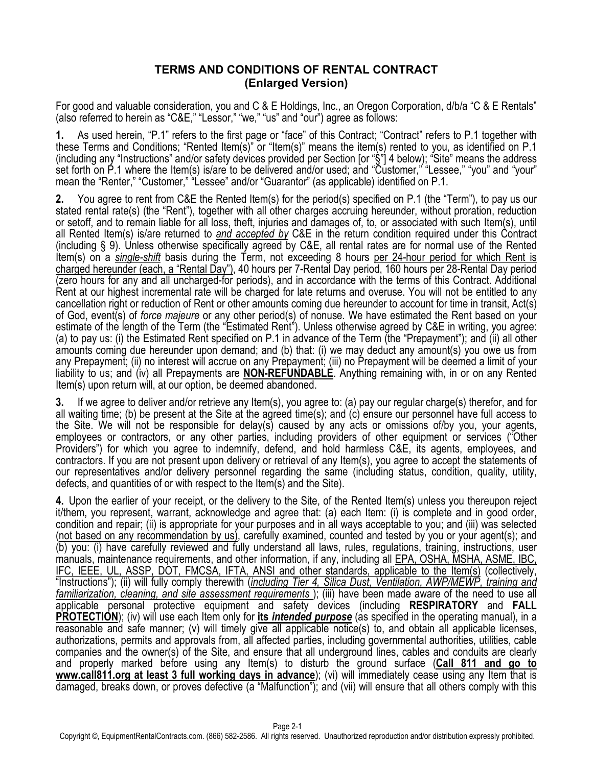## TERMS AND CONDITIONS OF RENTAL CONTRACT (Enlarged Version)

For good and valuable consideration, you and C & E Holdings, Inc., an Oregon Corporation, d/b/a "C & E Rentals" (also referred to herein as "C&E," "Lessor," "we," "us" and "our") agree as follows:

**1.** As used herein, "P.1" refers to the first page or "face" of this Contract; "Contract" refers to P.1 together with these Terms and Conditions; "Rented Item(s)" or "Item(s)" means the item(s) rented to you, as identified on P.1 (including any "Instructions" and/or safety devices provided per Section [or "§"] 4 below); "Site" means the address set forth on P.1 where the Item(s) is/are to be delivered and/or used; and "Customer," "Lessee," "you" and "your" mean the "Renter," "Customer," "Lessee" and/or "Guarantor" (as applicable) identified on P.1.

**2.** You agree to rent from C&E the Rented Item(s) for the period(s) specified on P.1 (the "Term"), to pay us our stated rental rate(s) (the "Rent"), together with all other charges accruing hereunder, without proration, reduction or setoff, and to remain liable for all loss, theft, injuries and damages of, to, or associated with such Item(s), until all Rented Item(s) is/are returned to *and accepted by* C&E in the return condition required under this Contract (including § 9). Unless otherwise specifically agreed by C&E, all rental rates are for normal use of the Rented Item(s) on a *single-shift* basis during the Term, not exceeding 8 hours per 24-hour period for which Rent is charged hereunder (each, a "Rental Day"), 40 hours per 7-Rental Day period, 160 hours per 28-Rental Day period (zero hours for any and all uncharged-for periods), and in accordance with the terms of this Contract. Additional Rent at our highest incremental rate will be charged for late returns and overuse. You will not be entitled to any cancellation right or reduction of Rent or other amounts coming due hereunder to account for time in transit, Act(s) of God, event(s) of *force majeure* or any other period(s) of nonuse. We have estimated the Rent based on your estimate of the length of the Term (the "Estimated Rent"). Unless otherwise agreed by C&E in writing, you agree: (a) to pay us: (i) the Estimated Rent specified on P.1 in advance of the Term (the "Prepayment"); and (ii) all other amounts coming due hereunder upon demand; and (b) that: (i) we may deduct any amount(s) you owe us from any Prepayment; (ii) no interest will accrue on any Prepayment; (iii) no Prepayment will be deemed a limit of your liability to us; and (iv) all Prepayments are **NON-REFUNDABLE**. Anything remaining with, in or on any Rented Item(s) upon return will, at our option, be deemed abandoned.

**3.** If we agree to deliver and/or retrieve any Item(s), you agree to: (a) pay our regular charge(s) therefor, and for all waiting time; (b) be present at the Site at the agreed time(s); and (c) ensure our personnel have full access to the Site. We will not be responsible for delay(s) caused by any acts or omissions of/by you, your agents, employees or contractors, or any other parties, including providers of other equipment or services ("Other Providers") for which you agree to indemnify, defend, and hold harmless C&E, its agents, employees, and contractors. If you are not present upon delivery or retrieval of any Item(s), you agree to accept the statements of our representatives and/or delivery personnel regarding the same (including status, condition, quality, utility, defects, and quantities of or with respect to the Item(s) and the Site).

**4.** Upon the earlier of your receipt, or the delivery to the Site, of the Rented Item(s) unless you thereupon reject it/them, you represent, warrant, acknowledge and agree that: (a) each Item: (i) is complete and in good order, condition and repair; (ii) is appropriate for your purposes and in all ways acceptable to you; and (iii) was selected (not based on any recommendation by us), carefully examined, counted and tested by you or your agent(s); and (b) you: (i) have carefully reviewed and fully understand all laws, rules, regulations, training, instructions, user manuals, maintenance requirements, and other information, if any, including all EPA, OSHA, MSHA, ASME, IBC, IFC, IEEE, UL, ASSP, DOT, FMCSA, IFTA, ANSI and other standards, applicable to the Item(s) (collectively, "Instructions"); (ii) will fully comply therewith (*including Tier 4, Silica Dust, Ventilation, AWP/MEWP, training and familiarization, cleaning, and site assessment requirements* ); (iii) have been made aware of the need to use all applicable personal protective equipment and safety devices (including **RESPIRATORY** and **FALL PROTECTION**); (iv) will use each Item only for **its *intended purpose*** (as specified in the operating manual), in a reasonable and safe manner; (v) will timely give all applicable notice(s) to, and obtain all applicable licenses, authorizations, permits and approvals from, all affected parties, including governmental authorities, utilities, cable companies and the owner(s) of the Site, and ensure that all underground lines, cables and conduits are clearly and properly marked before using any Item(s) to disturb the ground surface (**Call 811 and go to www.call811.org at least 3 full working days in advance**); (vi) will immediately cease using any Item that is damaged, breaks down, or proves defective (a "Malfunction"); and (vii) will ensure that all others comply with this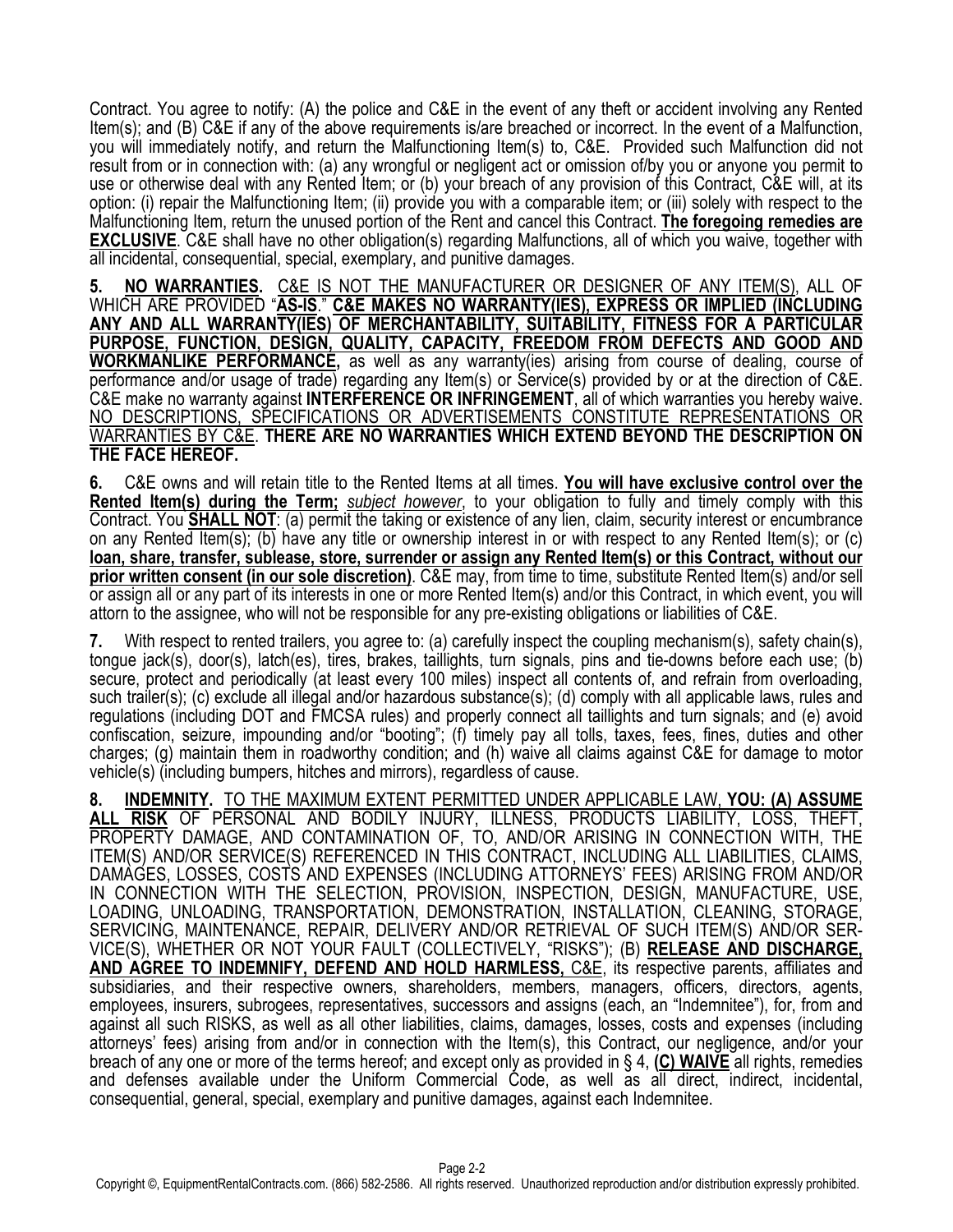Contract. You agree to notify: (A) the police and C&E in the event of any theft or accident involving any Rented Item(s); and (B) C&E if any of the above requirements is/are breached or incorrect. In the event of a Malfunction, you will immediately notify, and return the Malfunctioning Item(s) to, C&E. Provided such Malfunction did not result from or in connection with: (a) any wrongful or negligent act or omission of/by you or anyone you permit to use or otherwise deal with any Rented Item; or (b) your breach of any provision of this Contract, C&E will, at its option: (i) repair the Malfunctioning Item; (ii) provide you with a comparable item; or (iii) solely with respect to the Malfunctioning Item, return the unused portion of the Rent and cancel this Contract. **The foregoing remedies are EXCLUSIVE**. C&E shall have no other obligation(s) regarding Malfunctions, all of which you waive, together with all incidental, consequential, special, exemplary, and punitive damages.

**5. NO WARRANTIES.** C&E IS NOT THE MANUFACTURER OR DESIGNER OF ANY ITEM(S), ALL OF WHICH ARE PROVIDED "**AS-IS**." **C&E MAKES NO WARRANTY(IES), EXPRESS OR IMPLIED (INCLUDING ANY AND ALL WARRANTY(IES) OF MERCHANTABILITY, SUITABILITY, FITNESS FOR A PARTICULAR PURPOSE, FUNCTION, DESIGN, QUALITY, CAPACITY, FREEDOM FROM DEFECTS AND GOOD AND WORKMANLIKE PERFORMANCE,** as well as any warranty(ies) arising from course of dealing, course of performance and/or usage of trade) regarding any Item(s) or Service(s) provided by or at the direction of C&E. C&E make no warranty against **INTERFERENCE OR INFRINGEMENT**, all of which warranties you hereby waive. NO DESCRIPTIONS, SPECIFICATIONS OR ADVERTISEMENTS CONSTITUTE REPRESENTATIONS OR WARRANTIES BY C&E. **THERE ARE NO WARRANTIES WHICH EXTEND BEYOND THE DESCRIPTION ON THE FACE HEREOF.**

**6.** C&E owns and will retain title to the Rented Items at all times. **You will have exclusive control over the Rented Item(s) during the Term;** *subject however*, to your obligation to fully and timely comply with this Contract. You **SHALL NOT**: (a) permit the taking or existence of any lien, claim, security interest or encumbrance on any Rented Item(s); (b) have any title or ownership interest in or with respect to any Rented Item(s); or (c) **loan, share, transfer, sublease, store, surrender or assign any Rented Item(s) or this Contract, without our prior written consent (in our sole discretion)**. C&E may, from time to time, substitute Rented Item(s) and/or sell or assign all or any part of its interests in one or more Rented Item(s) and/or this Contract, in which event, you will attorn to the assignee, who will not be responsible for any pre-existing obligations or liabilities of C&E.

**7.** With respect to rented trailers, you agree to: (a) carefully inspect the coupling mechanism(s), safety chain(s), tongue jack(s), door(s), latch(es), tires, brakes, taillights, turn signals, pins and tie-downs before each use; (b) secure, protect and periodically (at least every 100 miles) inspect all contents of, and refrain from overloading, such trailer(s); (c) exclude all illegal and/or hazardous substance(s); (d) comply with all applicable laws, rules and regulations (including DOT and FMCSA rules) and properly connect all taillights and turn signals; and (e) avoid confiscation, seizure, impounding and/or "booting"; (f) timely pay all tolls, taxes, fees, fines, duties and other charges; (g) maintain them in roadworthy condition; and (h) waive all claims against C&E for damage to motor vehicle(s) (including bumpers, hitches and mirrors), regardless of cause.

**8. INDEMNITY.** TO THE MAXIMUM EXTENT PERMITTED UNDER APPLICABLE LAW, **YOU: (A) ASSUME ALL RISK** OF PERSONAL AND BODILY INJURY, ILLNESS, PRODUCTS LIABILITY, LOSS, THEFT, PROPERTY DAMAGE, AND CONTAMINATION OF, TO, AND/OR ARISING IN CONNECTION WITH, THE ITEM(S) AND/OR SERVICE(S) REFERENCED IN THIS CONTRACT, INCLUDING ALL LIABILITIES, CLAIMS, DAMAGES, LOSSES, COSTS AND EXPENSES (INCLUDING ATTORNEYS' FEES) ARISING FROM AND/OR IN CONNECTION WITH THE SELECTION, PROVISION, INSPECTION, DESIGN, MANUFACTURE, USE, LOADING, UNLOADING, TRANSPORTATION, DEMONSTRATION, INSTALLATION, CLEANING, STORAGE, SERVICING, MAINTENANCE, REPAIR, DELIVERY AND/OR RETRIEVAL OF SUCH ITEM(S) AND/OR SERVICE(S), WHETHER OR NOT YOUR FAULT (COLLECTIVELY, "RISKS"); (B) **RELEASE AND DISCHARGE, AND AGREE TO INDEMNIFY, DEFEND AND HOLD HARMLESS,** C&E, its respective parents, affiliates and subsidiaries, and their respective owners, shareholders, members, managers, officers, directors, agents, employees, insurers, subrogees, representatives, successors and assigns (each, an "Indemnitee"), for, from and against all such RISKS, as well as all other liabilities, claims, damages, losses, costs and expenses (including attorneys' fees) arising from and/or in connection with the Item(s), this Contract, our negligence, and/or your breach of any one or more of the terms hereof; and except only as provided in § 4, **(C) WAIVE** all rights, remedies and defenses available under the Uniform Commercial Code, as well as all direct, indirect, incidental, consequential, general, special, exemplary and punitive damages, against each Indemnitee.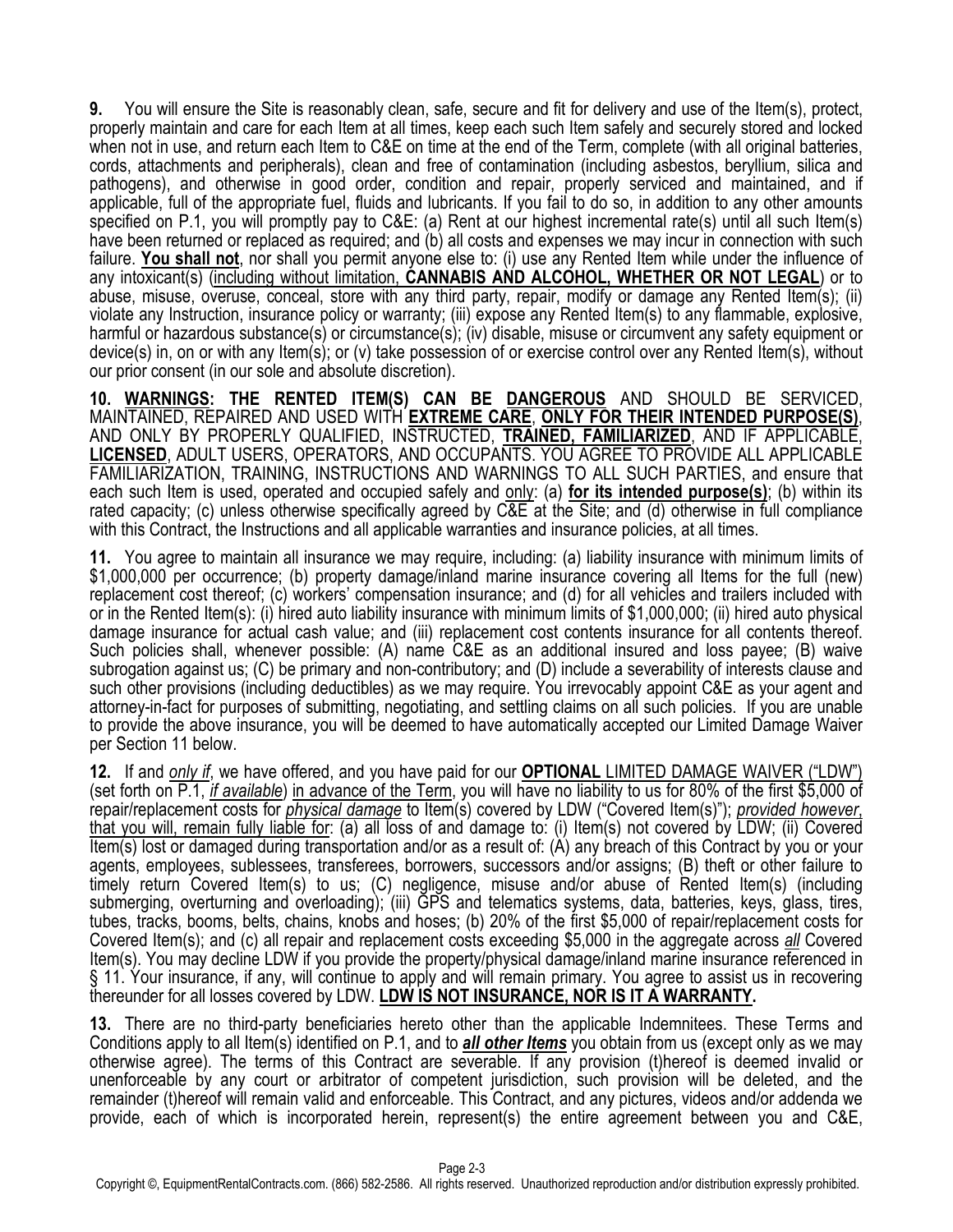**9.** You will ensure the Site is reasonably clean, safe, secure and fit for delivery and use of the Item(s), protect, properly maintain and care for each Item at all times, keep each such Item safely and securely stored and locked when not in use, and return each Item to C&E on time at the end of the Term, complete (with all original batteries, cords, attachments and peripherals), clean and free of contamination (including asbestos, beryllium, silica and pathogens), and otherwise in good order, condition and repair, properly serviced and maintained, and if applicable, full of the appropriate fuel, fluids and lubricants. If you fail to do so, in addition to any other amounts specified on P.1, you will promptly pay to C&E: (a) Rent at our highest incremental rate(s) until all such Item(s) have been returned or replaced as required; and (b) all costs and expenses we may incur in connection with such failure. **<u>You shall not</u>**, nor shall you permit anyone else to: (i) use any Rented Item while under the influence of any intoxicant(s) (<u>including without limitation, **CANNABIS AND ALCOHOL, WHETHER OR NOT LEGAL**</u>) or to abuse, misuse, overuse, conceal, store with any third party, repair, modify or damage any Rented Item(s); (ii) violate any Instruction, insurance policy or warranty; (iii) expose any Rented Item(s) to any flammable, explosive, harmful or hazardous substance(s) or circumstance(s); (iv) disable, misuse or circumvent any safety equipment or device(s) in, on or with any Item(s); or (v) take possession of or exercise control over any Rented Item(s), without our prior consent (in our sole and absolute discretion).

**10. <u>WARNINGS: THE RENTED ITEM(S) CAN BE DANGEROUS</u>** AND SHOULD BE SERVICED, MAINTAINED, REPAIRED AND USED WITH **<u>EXTREME CARE</u>**, **<u>ONLY FOR THEIR INTENDED PURPOSE(S)</u>**, AND ONLY BY PROPERLY QUALIFIED, INSTRUCTED, **<u>TRAINED, FAMILIARIZED</u>**, AND IF APPLICABLE, **<u>LICENSED</u>**, ADULT USERS, OPERATORS, AND OCCUPANTS. <u>YOU AGREE TO PROVIDE ALL APPLICABLE FAMILIARIZATION, TRAINING, INSTRUCTIONS AND WARNINGS TO ALL SUCH PARTIES</u>, and ensure that each such Item is used, operated and occupied safely and <u>only</u>: (a) **<u>for its intended purpose(s)</u>**; (b) within its rated capacity; (c) unless otherwise specifically agreed by C&E at the Site; and (d) otherwise in full compliance with this Contract, the Instructions and all applicable warranties and insurance policies, at all times.

**11.** You agree to maintain all insurance we may require, including: (a) liability insurance with minimum limits of $1,000,000 per occurrence; (b) property damage/inland marine insurance covering all Items for the full (new) replacement cost thereof; (c) workers' compensation insurance; and (d) for all vehicles and trailers included with or in the Rented Item(s): (i) hired auto liability insurance with minimum limits of $1,000,000; (ii) hired auto physical damage insurance for actual cash value; and (iii) replacement cost contents insurance for all contents thereof. Such policies shall, whenever possible: (A) name C&E as an additional insured and loss payee; (B) waive subrogation against us; (C) be primary and non-contributory; and (D) include a severability of interests clause and such other provisions (including deductibles) as we may require. You irrevocably appoint C&E as your agent and attorney-in-fact for purposes of submitting, negotiating, and settling claims on all such policies. If you are unable to provide the above insurance, you will be deemed to have automatically accepted our Limited Damage Waiver per Section 11 below.

**12.** If and <u>*only if*</u>, we have offered, and you have paid for our **<u>OPTIONAL</u>** <u>LIMITED DAMAGE WAIVER ("LDW")</u> (set forth on P.1, <u>*if available*</u>) <u>in advance of the Term</u>, you will have no liability to us for 80% of the first $5,000 of repair/replacement costs for <u>*physical damage*</u> to Item(s) covered by LDW ("Covered Item(s)"); <u>*provided however*, that you will, remain fully liable for</u>: (a) all loss of and damage to: (i) Item(s) not covered by LDW; (ii) Covered Item(s) lost or damaged during transportation and/or as a result of: (A) any breach of this Contract by you or your agents, employees, sublessees, transferees, borrowers, successors and/or assigns; (B) theft or other failure to timely return Covered Item(s) to us; (C) negligence, misuse and/or abuse of Rented Item(s) (including submerging, overturning and overloading); (iii) GPS and telematics systems, data, batteries, keys, glass, tires, tubes, tracks, booms, belts, chains, knobs and hoses; (b) 20% of the first $5,000 of repair/replacement costs for Covered Item(s); and (c) all repair and replacement costs exceeding $5,000 in the aggregate across <u>*all*</u> Covered Item(s). You may decline LDW if you provide the property/physical damage/inland marine insurance referenced in § 11. Your insurance, if any, will continue to apply and will remain primary. You agree to assist us in recovering thereunder for all losses covered by LDW. **<u>LDW IS NOT INSURANCE, NOR IS IT A WARRANTY.</u>**

**13.** There are no third-party beneficiaries hereto other than the applicable Indemnitees. These Terms and Conditions apply to all Item(s) identified on P.1, and to ***<u>all other Items</u>*** you obtain from us (except only as we may otherwise agree). The terms of this Contract are severable. If any provision (t)hereof is deemed invalid or unenforceable by any court or arbitrator of competent jurisdiction, such provision will be deleted, and the remainder (t)hereof will remain valid and enforceable. This Contract, and any pictures, videos and/or addenda we provide, each of which is incorporated herein, represent(s) the entire agreement between you and C&E,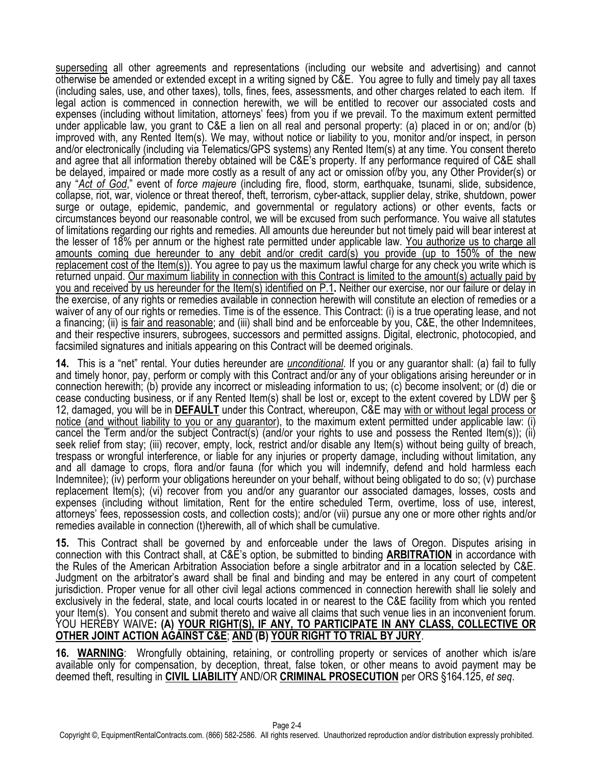superseding all other agreements and representations (including our website and advertising) and cannot otherwise be amended or extended except in a writing signed by C&E. You agree to fully and timely pay all taxes (including sales, use, and other taxes), tolls, fines, fees, assessments, and other charges related to each item. If legal action is commenced in connection herewith, we will be entitled to recover our associated costs and expenses (including without limitation, attorneys' fees) from you if we prevail. To the maximum extent permitted under applicable law, you grant to C&E a lien on all real and personal property: (a) placed in or on; and/or (b) improved with, any Rented Item(s). We may, without notice or liability to you, monitor and/or inspect, in person and/or electronically (including via Telematics/GPS systems) any Rented Item(s) at any time. You consent thereto and agree that all information thereby obtained will be C&E's property. If any performance required of C&E shall be delayed, impaired or made more costly as a result of any act or omission of/by you, any Other Provider(s) or any "*Act of God*," event of *force majeure* (including fire, flood, storm, earthquake, tsunami, slide, subsidence, collapse, riot, war, violence or threat thereof, theft, terrorism, cyber-attack, supplier delay, strike, shutdown, power surge or outage, epidemic, pandemic, and governmental or regulatory actions) or other events, facts or circumstances beyond our reasonable control, we will be excused from such performance. You waive all statutes of limitations regarding our rights and remedies. All amounts due hereunder but not timely paid will bear interest at the lesser of 18% per annum or the highest rate permitted under applicable law. You authorize us to charge all amounts coming due hereunder to any debit and/or credit card(s) you provide (up to 150% of the new replacement cost of the Item(s)). You agree to pay us the maximum lawful charge for any check you write which is returned unpaid. Our maximum liability in connection with this Contract is limited to the amount(s) actually paid by you and received by us hereunder for the Item(s) identified on P.1**.** Neither our exercise, nor our failure or delay in the exercise, of any rights or remedies available in connection herewith will constitute an election of remedies or a waiver of any of our rights or remedies. Time is of the essence. This Contract: (i) is a true operating lease, and not a financing; (ii) is fair and reasonable; and (iii) shall bind and be enforceable by you, C&E, the other Indemnitees, and their respective insurers, subrogees, successors and permitted assigns. Digital, electronic, photocopied, and facsimiled signatures and initials appearing on this Contract will be deemed originals.

**14.** This is a "net" rental. Your duties hereunder are ***unconditional***. If you or any guarantor shall: (a) fail to fully and timely honor, pay, perform or comply with this Contract and/or any of your obligations arising hereunder or in connection herewith; (b) provide any incorrect or misleading information to us; (c) become insolvent; or (d) die or cease conducting business, or if any Rented Item(s) shall be lost or, except to the extent covered by LDW per § 12, damaged, you will be in **DEFAULT** under this Contract, whereupon, C&E may with or without legal process or notice (and without liability to you or any guarantor), to the maximum extent permitted under applicable law: (i) cancel the Term and/or the subject Contract(s) (and/or your rights to use and possess the Rented Item(s)); (ii) seek relief from stay; (iii) recover, empty, lock, restrict and/or disable any Item(s) without being guilty of breach, trespass or wrongful interference, or liable for any injuries or property damage, including without limitation, any and all damage to crops, flora and/or fauna (for which you will indemnify, defend and hold harmless each Indemnitee); (iv) perform your obligations hereunder on your behalf, without being obligated to do so; (v) purchase replacement Item(s); (vi) recover from you and/or any guarantor our associated damages, losses, costs and expenses (including without limitation, Rent for the entire scheduled Term, overtime, loss of use, interest, attorneys' fees, repossession costs, and collection costs); and/or (vii) pursue any one or more other rights and/or remedies available in connection (t)herewith, all of which shall be cumulative.

**15.** This Contract shall be governed by and enforceable under the laws of Oregon. Disputes arising in connection with this Contract shall, at C&E's option, be submitted to binding **ARBITRATION** in accordance with the Rules of the American Arbitration Association before a single arbitrator and in a location selected by C&E. Judgment on the arbitrator's award shall be final and binding and may be entered in any court of competent jurisdiction. Proper venue for all other civil legal actions commenced in connection herewith shall lie solely and exclusively in the federal, state, and local courts located in or nearest to the C&E facility from which you rented your Item(s). You consent and submit thereto and waive all claims that such venue lies in an inconvenient forum. YOU HEREBY WAIVE**: (A) YOUR RIGHT(S), IF ANY, TO PARTICIPATE IN ANY CLASS, COLLECTIVE OR OTHER JOINT ACTION AGAINST C&E**; **AND (B) YOUR RIGHT TO TRIAL BY JURY**.

**16. WARNING**: Wrongfully obtaining, retaining, or controlling property or services of another which is/are available only for compensation, by deception, threat, false token, or other means to avoid payment may be deemed theft, resulting in **CIVIL LIABILITY** AND/OR **CRIMINAL PROSECUTION** per ORS §164.125, *et seq*.